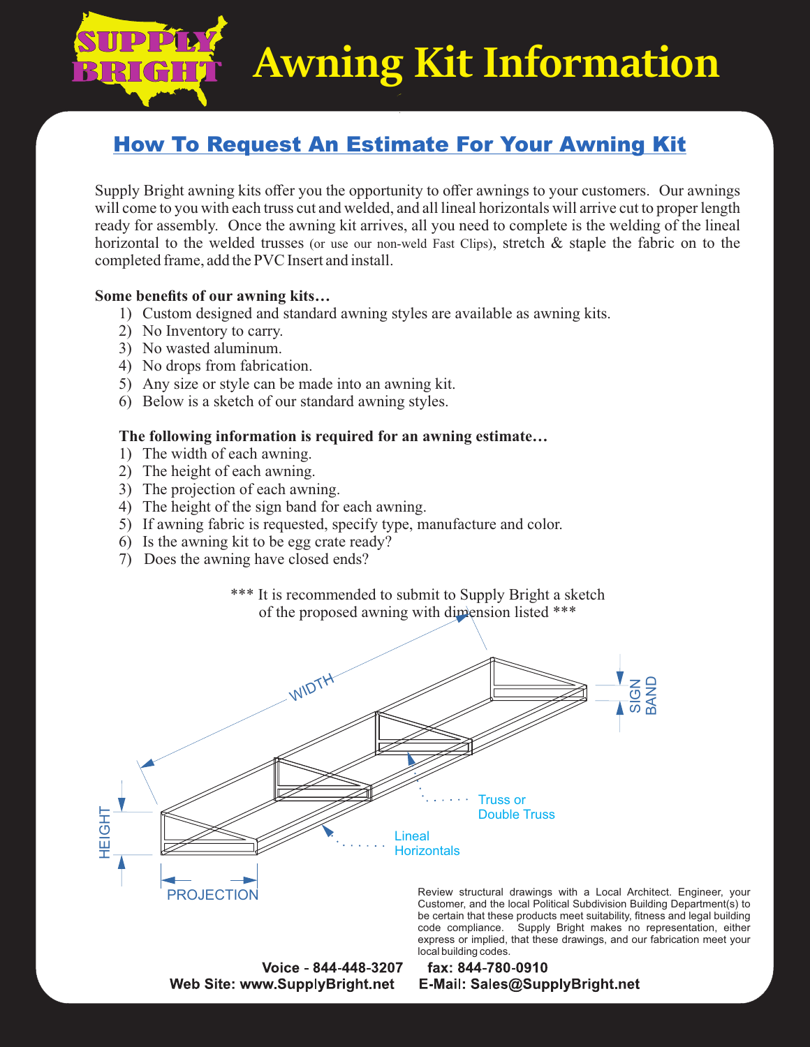# Awning Kit Information

## How To Request An Estimate For Your Awning Kit

Supply Bright awning kits offer you the opportunity to offer awnings to your customers. Our awnings will come to you with each truss cut and welded, and all lineal horizontals will arrive cut to proper length ready for assembly. Once the awning kit arrives, all you need to complete is the welding of the lineal horizontal to the welded trusses (or use our non-weld Fast Clips), stretch & staple the fabric on to the completed frame, add the PVC Insert and install.

**Some benefits of our awning kits…**

1) Custom designed and standard awning styles are available as awning kits.
2) No Inventory to carry.
3) No wasted aluminum.
4) No drops from fabrication.
5) Any size or style can be made into an awning kit.
6) Below is a sketch of our standard awning styles.

**The following information is required for an awning estimate…**

1) The width of each awning.
2) The height of each awning.
3) The projection of each awning.
4) The height of the sign band for each awning.
5) If awning fabric is requested, specify type, manufacture and color.
6) Is the awning kit to be egg crate ready?
7) Does the awning have closed ends?

*** It is recommended to submit to Supply Bright a sketch of the proposed awning with dimension listed ***

WIDTH

SIGN BAND

HEIGHT

PROJECTION

Truss or Double Truss

Lineal Horizontals

Review structural drawings with a Local Architect. Engineer, your Customer, and the local Political Subdivision Building Department(s) to be certain that these products meet suitability, fitness and legal building code compliance. Supply Bright makes no representation, either express or implied, that these drawings, and our fabrication meet your local building codes.

**Voice - 844-448-3207** **fax: 844-780-0910**

**Web Site: www.SupplyBright.net** **E-Mail: Sales@SupplyBright.net**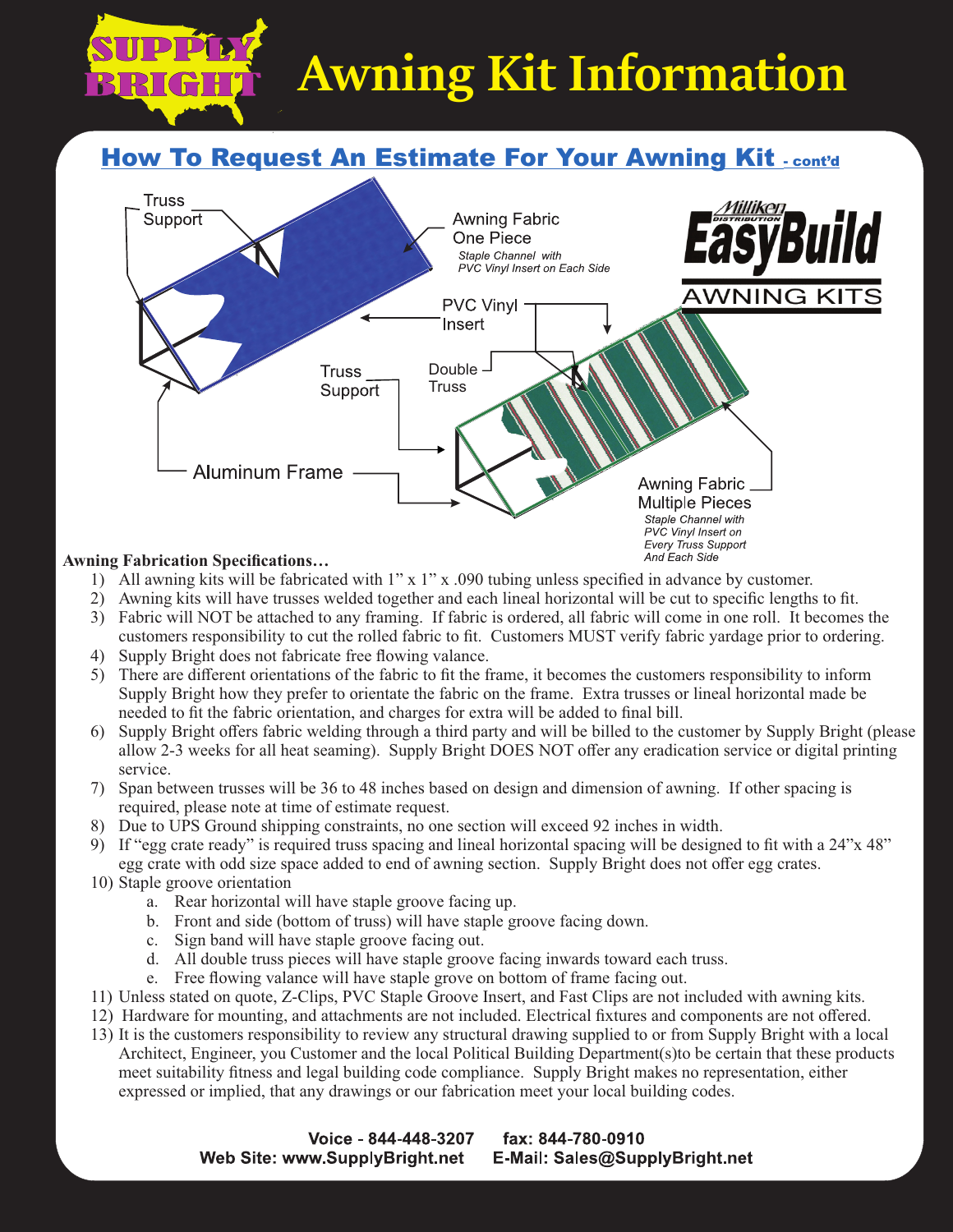# Awning Kit Information

## How To Request An Estimate For Your Awning Kit - cont'd

Truss Support

Awning Fabric One Piece

*Staple Channel with PVC Vinyl Insert on Each Side*

PVC Vinyl Insert

Double Truss

Truss Support

Aluminum Frame

Awning Fabric Multiple Pieces

*Staple Channel with PVC Vinyl Insert on Every Truss Support And Each Side*

Milliken Distribution EasyBuild AWNING KITS

**Awning Fabrication Specifications…**

1) All awning kits will be fabricated with 1" x 1" x .090 tubing unless specified in advance by customer.
2) Awning kits will have trusses welded together and each lineal horizontal will be cut to specific lengths to fit.
3) Fabric will NOT be attached to any framing. If fabric is ordered, all fabric will come in one roll. It becomes the customers responsibility to cut the rolled fabric to fit. Customers MUST verify fabric yardage prior to ordering.
4) Supply Bright does not fabricate free flowing valance.
5) There are different orientations of the fabric to fit the frame, it becomes the customers responsibility to inform Supply Bright how they prefer to orientate the fabric on the frame. Extra trusses or lineal horizontal made be needed to fit the fabric orientation, and charges for extra will be added to final bill.
6) Supply Bright offers fabric welding through a third party and will be billed to the customer by Supply Bright (please allow 2-3 weeks for all heat seaming). Supply Bright DOES NOT offer any eradication service or digital printing service.
7) Span between trusses will be 36 to 48 inches based on design and dimension of awning. If other spacing is required, please note at time of estimate request.
8) Due to UPS Ground shipping constraints, no one section will exceed 92 inches in width.
9) If "egg crate ready" is required truss spacing and lineal horizontal spacing will be designed to fit with a 24"x 48" egg crate with odd size space added to end of awning section. Supply Bright does not offer egg crates.
10) Staple groove orientation
    a. Rear horizontal will have staple groove facing up.
    b. Front and side (bottom of truss) will have staple groove facing down.
    c. Sign band will have staple groove facing out.
    d. All double truss pieces will have staple groove facing inwards toward each truss.
    e. Free flowing valance will have staple grove on bottom of frame facing out.
11) Unless stated on quote, Z-Clips, PVC Staple Groove Insert, and Fast Clips are not included with awning kits.
12) Hardware for mounting, and attachments are not included. Electrical fixtures and components are not offered.
13) It is the customers responsibility to review any structural drawing supplied to or from Supply Bright with a local Architect, Engineer, you Customer and the local Political Building Department(s)to be certain that these products meet suitability fitness and legal building code compliance. Supply Bright makes no representation, either expressed or implied, that any drawings or our fabrication meet your local building codes.

**Voice - 844-448-3207** **fax: 844-780-0910**
**Web Site: www.SupplyBright.net** **E-Mail: Sales@SupplyBright.net**